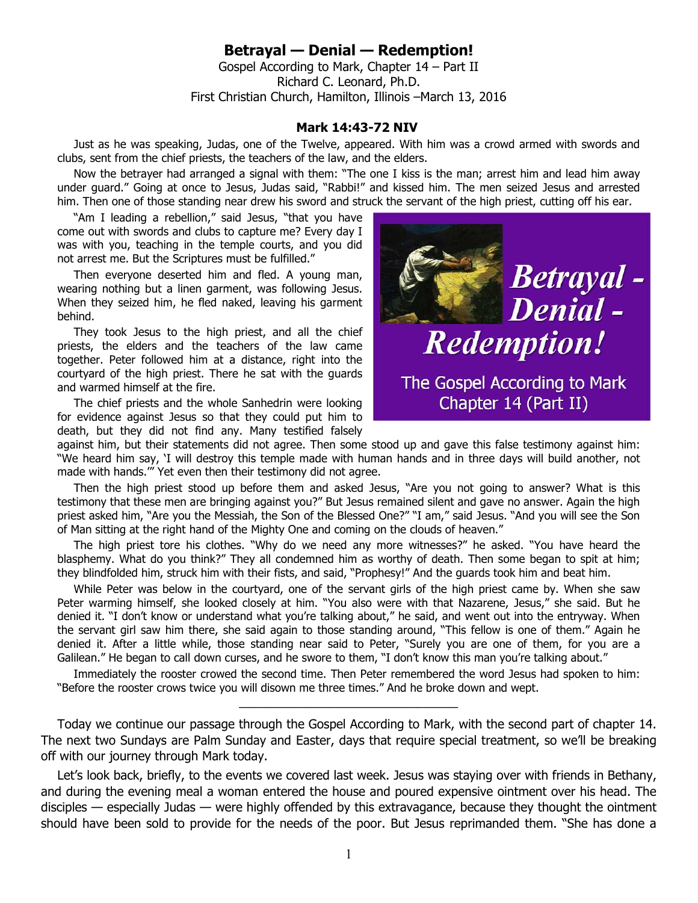# Betrayal — Denial — Redemption!

Gospel According to Mark, Chapter 14 – Part II
Richard C. Leonard, Ph.D.
First Christian Church, Hamilton, Illinois –March 13, 2016

### Mark 14:43-72 NIV

Just as he was speaking, Judas, one of the Twelve, appeared. With him was a crowd armed with swords and clubs, sent from the chief priests, the teachers of the law, and the elders.

Now the betrayer had arranged a signal with them: "The one I kiss is the man; arrest him and lead him away under guard." Going at once to Jesus, Judas said, "Rabbi!" and kissed him. The men seized Jesus and arrested him. Then one of those standing near drew his sword and struck the servant of the high priest, cutting off his ear.

"Am I leading a rebellion," said Jesus, "that you have come out with swords and clubs to capture me? Every day I was with you, teaching in the temple courts, and you did not arrest me. But the Scriptures must be fulfilled."

Then everyone deserted him and fled. A young man, wearing nothing but a linen garment, was following Jesus. When they seized him, he fled naked, leaving his garment behind.

They took Jesus to the high priest, and all the chief priests, the elders and the teachers of the law came together. Peter followed him at a distance, right into the courtyard of the high priest. There he sat with the guards and warmed himself at the fire.

The chief priests and the whole Sanhedrin were looking for evidence against Jesus so that they could put him to death, but they did not find any. Many testified falsely against him, but their statements did not agree. Then some stood up and gave this false testimony against him: "We heard him say, 'I will destroy this temple made with human hands and in three days will build another, not made with hands.'" Yet even then their testimony did not agree.

Then the high priest stood up before them and asked Jesus, "Are you not going to answer? What is this testimony that these men are bringing against you?" But Jesus remained silent and gave no answer. Again the high priest asked him, "Are you the Messiah, the Son of the Blessed One?" "I am," said Jesus. "And you will see the Son of Man sitting at the right hand of the Mighty One and coming on the clouds of heaven."

The high priest tore his clothes. "Why do we need any more witnesses?" he asked. "You have heard the blasphemy. What do you think?" They all condemned him as worthy of death. Then some began to spit at him; they blindfolded him, struck him with their fists, and said, "Prophesy!" And the guards took him and beat him.

While Peter was below in the courtyard, one of the servant girls of the high priest came by. When she saw Peter warming himself, she looked closely at him. "You also were with that Nazarene, Jesus," she said. But he denied it. "I don't know or understand what you're talking about," he said, and went out into the entryway. When the servant girl saw him there, she said again to those standing around, "This fellow is one of them." Again he denied it. After a little while, those standing near said to Peter, "Surely you are one of them, for you are a Galilean." He began to call down curses, and he swore to them, "I don't know this man you're talking about."

Immediately the rooster crowed the second time. Then Peter remembered the word Jesus had spoken to him: "Before the rooster crows twice you will disown me three times." And he broke down and wept.

---

Today we continue our passage through the Gospel According to Mark, with the second part of chapter 14. The next two Sundays are Palm Sunday and Easter, days that require special treatment, so we'll be breaking off with our journey through Mark today.

Let's look back, briefly, to the events we covered last week. Jesus was staying over with friends in Bethany, and during the evening meal a woman entered the house and poured expensive ointment over his head. The disciples — especially Judas — were highly offended by this extravagance, because they thought the ointment should have been sold to provide for the needs of the poor. But Jesus reprimanded them. "She has done a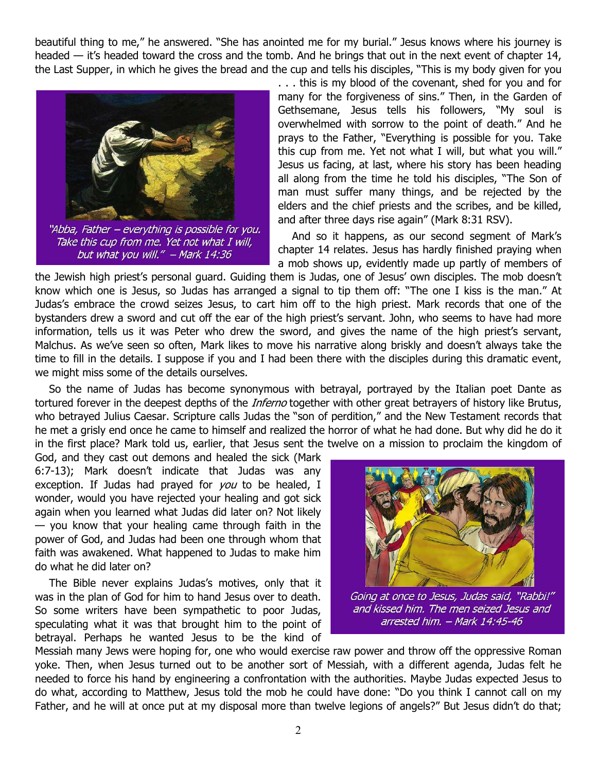beautiful thing to me," he answered. "She has anointed me for my burial." Jesus knows where his journey is headed — it's headed toward the cross and the tomb. And he brings that out in the next event of chapter 14, the Last Supper, in which he gives the bread and the cup and tells his disciples, "This is my body given for you . . . this is my blood of the covenant, shed for you and for many for the forgiveness of sins." Then, in the Garden of Gethsemane, Jesus tells his followers, "My soul is overwhelmed with sorrow to the point of death." And he prays to the Father, "Everything is possible for you. Take this cup from me. Yet not what I will, but what you will." Jesus us facing, at last, where his story has been heading all along from the time he told his disciples, "The Son of man must suffer many things, and be rejected by the elders and the chief priests and the scribes, and be killed, and after three days rise again" (Mark 8:31 RSV).

*"Abba, Father – everything is possible for you. Take this cup from me. Yet not what I will, but what you will." – Mark 14:36*

And so it happens, as our second segment of Mark's chapter 14 relates. Jesus has hardly finished praying when a mob shows up, evidently made up partly of members of the Jewish high priest's personal guard. Guiding them is Judas, one of Jesus' own disciples. The mob doesn't know which one is Jesus, so Judas has arranged a signal to tip them off: "The one I kiss is the man." At Judas's embrace the crowd seizes Jesus, to cart him off to the high priest. Mark records that one of the bystanders drew a sword and cut off the ear of the high priest's servant. John, who seems to have had more information, tells us it was Peter who drew the sword, and gives the name of the high priest's servant, Malchus. As we've seen so often, Mark likes to move his narrative along briskly and doesn't always take the time to fill in the details. I suppose if you and I had been there with the disciples during this dramatic event, we might miss some of the details ourselves.

So the name of Judas has become synonymous with betrayal, portrayed by the Italian poet Dante as tortured forever in the deepest depths of the *Inferno* together with other great betrayers of history like Brutus, who betrayed Julius Caesar. Scripture calls Judas the "son of perdition," and the New Testament records that he met a grisly end once he came to himself and realized the horror of what he had done. But why did he do it in the first place? Mark told us, earlier, that Jesus sent the twelve on a mission to proclaim the kingdom of God, and they cast out demons and healed the sick (Mark 6:7-13); Mark doesn't indicate that Judas was any exception. If Judas had prayed for *you* to be healed, I wonder, would you have rejected your healing and got sick again when you learned what Judas did later on? Not likely — you know that your healing came through faith in the power of God, and Judas had been one through whom that faith was awakened. What happened to Judas to make him do what he did later on?

*Going at once to Jesus, Judas said, "Rabbi!" and kissed him. The men seized Jesus and arrested him. – Mark 14:45-46*

The Bible never explains Judas's motives, only that it was in the plan of God for him to hand Jesus over to death. So some writers have been sympathetic to poor Judas, speculating what it was that brought him to the point of betrayal. Perhaps he wanted Jesus to be the kind of Messiah many Jews were hoping for, one who would exercise raw power and throw off the oppressive Roman yoke. Then, when Jesus turned out to be another sort of Messiah, with a different agenda, Judas felt he needed to force his hand by engineering a confrontation with the authorities. Maybe Judas expected Jesus to do what, according to Matthew, Jesus told the mob he could have done: "Do you think I cannot call on my Father, and he will at once put at my disposal more than twelve legions of angels?" But Jesus didn't do that;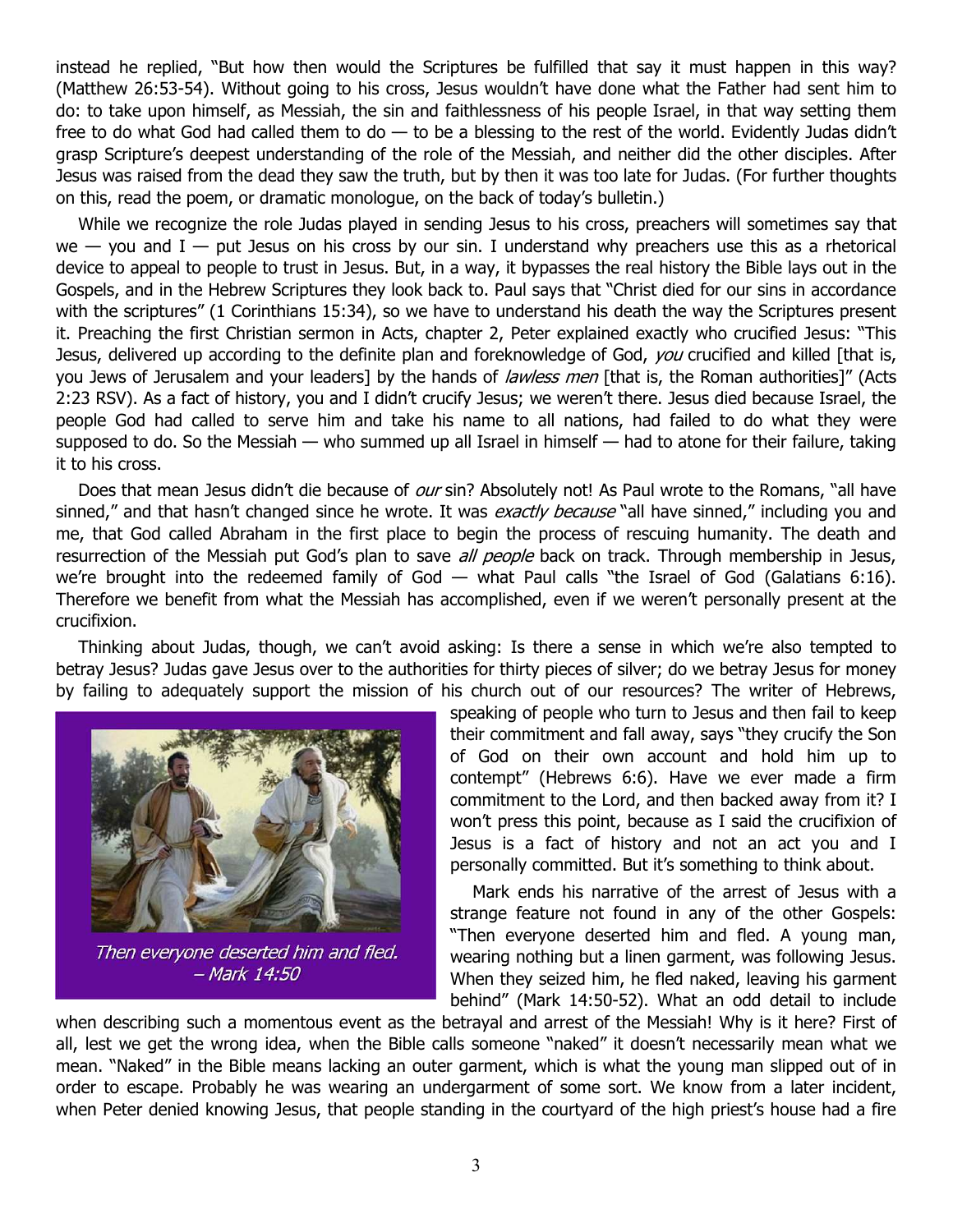instead he replied, "But how then would the Scriptures be fulfilled that say it must happen in this way? (Matthew 26:53-54). Without going to his cross, Jesus wouldn't have done what the Father had sent him to do: to take upon himself, as Messiah, the sin and faithlessness of his people Israel, in that way setting them free to do what God had called them to do — to be a blessing to the rest of the world. Evidently Judas didn't grasp Scripture's deepest understanding of the role of the Messiah, and neither did the other disciples. After Jesus was raised from the dead they saw the truth, but by then it was too late for Judas. (For further thoughts on this, read the poem, or dramatic monologue, on the back of today's bulletin.)

While we recognize the role Judas played in sending Jesus to his cross, preachers will sometimes say that we — you and I — put Jesus on his cross by our sin. I understand why preachers use this as a rhetorical device to appeal to people to trust in Jesus. But, in a way, it bypasses the real history the Bible lays out in the Gospels, and in the Hebrew Scriptures they look back to. Paul says that "Christ died for our sins in accordance with the scriptures" (1 Corinthians 15:34), so we have to understand his death the way the Scriptures present it. Preaching the first Christian sermon in Acts, chapter 2, Peter explained exactly who crucified Jesus: "This Jesus, delivered up according to the definite plan and foreknowledge of God, *you* crucified and killed [that is, you Jews of Jerusalem and your leaders] by the hands of *lawless men* [that is, the Roman authorities]" (Acts 2:23 RSV). As a fact of history, you and I didn't crucify Jesus; we weren't there. Jesus died because Israel, the people God had called to serve him and take his name to all nations, had failed to do what they were supposed to do. So the Messiah — who summed up all Israel in himself — had to atone for their failure, taking it to his cross.

Does that mean Jesus didn't die because of *our* sin? Absolutely not! As Paul wrote to the Romans, "all have sinned," and that hasn't changed since he wrote. It was *exactly because* "all have sinned," including you and me, that God called Abraham in the first place to begin the process of rescuing humanity. The death and resurrection of the Messiah put God's plan to save *all people* back on track. Through membership in Jesus, we're brought into the redeemed family of God — what Paul calls "the Israel of God (Galatians 6:16). Therefore we benefit from what the Messiah has accomplished, even if we weren't personally present at the crucifixion.

Thinking about Judas, though, we can't avoid asking: Is there a sense in which we're also tempted to betray Jesus? Judas gave Jesus over to the authorities for thirty pieces of silver; do we betray Jesus for money by failing to adequately support the mission of his church out of our resources? The writer of Hebrews, speaking of people who turn to Jesus and then fail to keep their commitment and fall away, says "they crucify the Son of God on their own account and hold him up to contempt" (Hebrews 6:6). Have we ever made a firm commitment to the Lord, and then backed away from it? I won't press this point, because as I said the crucifixion of Jesus is a fact of history and not an act you and I personally committed. But it's something to think about.

*Then everyone deserted him and fled. – Mark 14:50*

Mark ends his narrative of the arrest of Jesus with a strange feature not found in any of the other Gospels: "Then everyone deserted him and fled. A young man, wearing nothing but a linen garment, was following Jesus. When they seized him, he fled naked, leaving his garment behind" (Mark 14:50-52). What an odd detail to include when describing such a momentous event as the betrayal and arrest of the Messiah! Why is it here? First of all, lest we get the wrong idea, when the Bible calls someone "naked" it doesn't necessarily mean what we mean. "Naked" in the Bible means lacking an outer garment, which is what the young man slipped out of in order to escape. Probably he was wearing an undergarment of some sort. We know from a later incident, when Peter denied knowing Jesus, that people standing in the courtyard of the high priest's house had a fire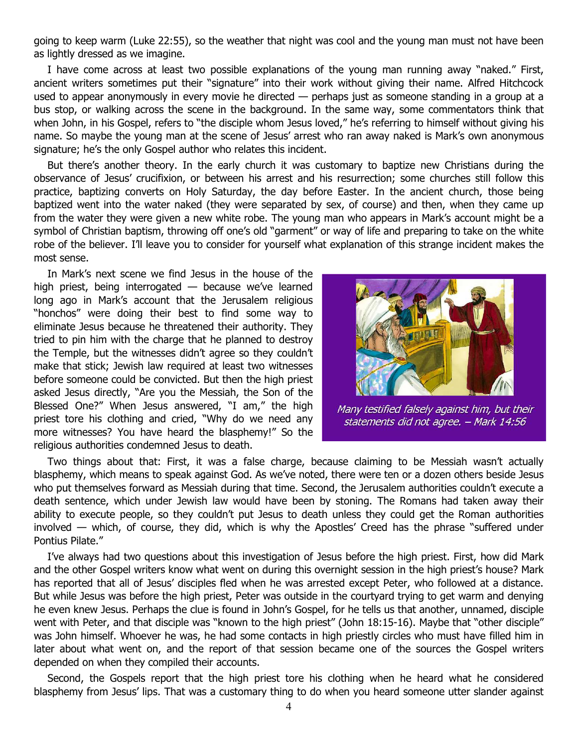going to keep warm (Luke 22:55), so the weather that night was cool and the young man must not have been as lightly dressed as we imagine.

I have come across at least two possible explanations of the young man running away "naked." First, ancient writers sometimes put their "signature" into their work without giving their name. Alfred Hitchcock used to appear anonymously in every movie he directed — perhaps just as someone standing in a group at a bus stop, or walking across the scene in the background. In the same way, some commentators think that when John, in his Gospel, refers to "the disciple whom Jesus loved," he's referring to himself without giving his name. So maybe the young man at the scene of Jesus' arrest who ran away naked is Mark's own anonymous signature; he's the only Gospel author who relates this incident.

But there's another theory. In the early church it was customary to baptize new Christians during the observance of Jesus' crucifixion, or between his arrest and his resurrection; some churches still follow this practice, baptizing converts on Holy Saturday, the day before Easter. In the ancient church, those being baptized went into the water naked (they were separated by sex, of course) and then, when they came up from the water they were given a new white robe. The young man who appears in Mark's account might be a symbol of Christian baptism, throwing off one's old "garment" or way of life and preparing to take on the white robe of the believer. I'll leave you to consider for yourself what explanation of this strange incident makes the most sense.

In Mark's next scene we find Jesus in the house of the high priest, being interrogated — because we've learned long ago in Mark's account that the Jerusalem religious "honchos" were doing their best to find some way to eliminate Jesus because he threatened their authority. They tried to pin him with the charge that he planned to destroy the Temple, but the witnesses didn't agree so they couldn't make that stick; Jewish law required at least two witnesses before someone could be convicted. But then the high priest asked Jesus directly, "Are you the Messiah, the Son of the Blessed One?" When Jesus answered, "I am," the high priest tore his clothing and cried, "Why do we need any more witnesses? You have heard the blasphemy!" So the religious authorities condemned Jesus to death.

*Many testified falsely against him, but their statements did not agree. – Mark 14:56*

Two things about that: First, it was a false charge, because claiming to be Messiah wasn't actually blasphemy, which means to speak against God. As we've noted, there were ten or a dozen others beside Jesus who put themselves forward as Messiah during that time. Second, the Jerusalem authorities couldn't execute a death sentence, which under Jewish law would have been by stoning. The Romans had taken away their ability to execute people, so they couldn't put Jesus to death unless they could get the Roman authorities involved — which, of course, they did, which is why the Apostles' Creed has the phrase "suffered under Pontius Pilate."

I've always had two questions about this investigation of Jesus before the high priest. First, how did Mark and the other Gospel writers know what went on during this overnight session in the high priest's house? Mark has reported that all of Jesus' disciples fled when he was arrested except Peter, who followed at a distance. But while Jesus was before the high priest, Peter was outside in the courtyard trying to get warm and denying he even knew Jesus. Perhaps the clue is found in John's Gospel, for he tells us that another, unnamed, disciple went with Peter, and that disciple was "known to the high priest" (John 18:15-16). Maybe that "other disciple" was John himself. Whoever he was, he had some contacts in high priestly circles who must have filled him in later about what went on, and the report of that session became one of the sources the Gospel writers depended on when they compiled their accounts.

Second, the Gospels report that the high priest tore his clothing when he heard what he considered blasphemy from Jesus' lips. That was a customary thing to do when you heard someone utter slander against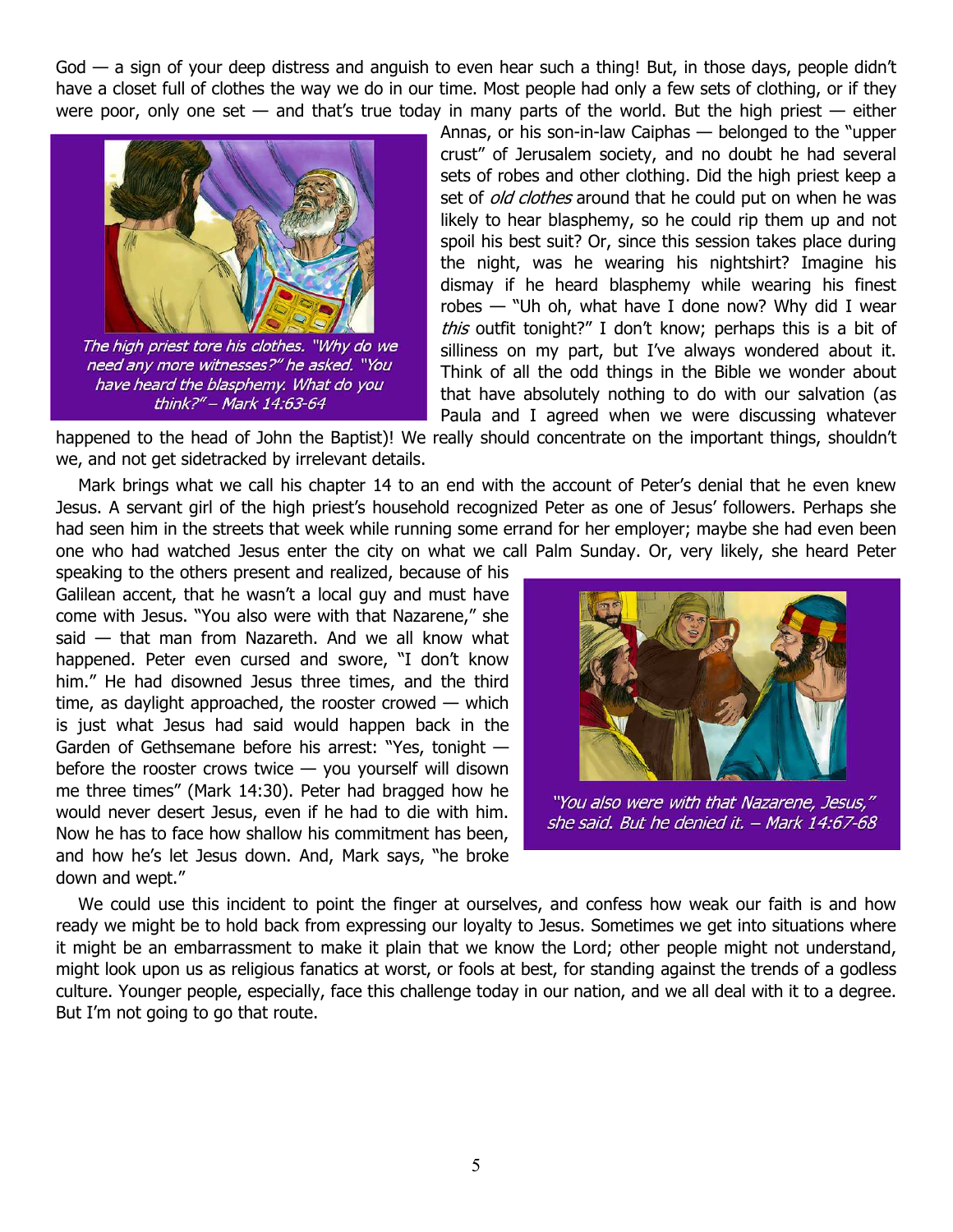God — a sign of your deep distress and anguish to even hear such a thing! But, in those days, people didn't have a closet full of clothes the way we do in our time. Most people had only a few sets of clothing, or if they were poor, only one set — and that's true today in many parts of the world. But the high priest — either Annas, or his son-in-law Caiphas — belonged to the "upper crust" of Jerusalem society, and no doubt he had several sets of robes and other clothing. Did the high priest keep a set of *old clothes* around that he could put on when he was likely to hear blasphemy, so he could rip them up and not spoil his best suit? Or, since this session takes place during the night, was he wearing his nightshirt? Imagine his dismay if he heard blasphemy while wearing his finest robes — "Uh oh, what have I done now? Why did I wear *this* outfit tonight?" I don't know; perhaps this is a bit of silliness on my part, but I've always wondered about it. Think of all the odd things in the Bible we wonder about that have absolutely nothing to do with our salvation (as Paula and I agreed when we were discussing whatever happened to the head of John the Baptist)! We really should concentrate on the important things, shouldn't we, and not get sidetracked by irrelevant details.

*The high priest tore his clothes. "Why do we need any more witnesses?" he asked. "You have heard the blasphemy. What do you think?" – Mark 14:63-64*

Mark brings what we call his chapter 14 to an end with the account of Peter's denial that he even knew Jesus. A servant girl of the high priest's household recognized Peter as one of Jesus' followers. Perhaps she had seen him in the streets that week while running some errand for her employer; maybe she had even been one who had watched Jesus enter the city on what we call Palm Sunday. Or, very likely, she heard Peter speaking to the others present and realized, because of his Galilean accent, that he wasn't a local guy and must have come with Jesus. "You also were with that Nazarene," she said — that man from Nazareth. And we all know what happened. Peter even cursed and swore, "I don't know him." He had disowned Jesus three times, and the third time, as daylight approached, the rooster crowed — which is just what Jesus had said would happen back in the Garden of Gethsemane before his arrest: "Yes, tonight — before the rooster crows twice — you yourself will disown me three times" (Mark 14:30). Peter had bragged how he would never desert Jesus, even if he had to die with him. Now he has to face how shallow his commitment has been, and how he's let Jesus down. And, Mark says, "he broke down and wept."

*"You also were with that Nazarene, Jesus," she said. But he denied it. – Mark 14:67-68*

We could use this incident to point the finger at ourselves, and confess how weak our faith is and how ready we might be to hold back from expressing our loyalty to Jesus. Sometimes we get into situations where it might be an embarrassment to make it plain that we know the Lord; other people might not understand, might look upon us as religious fanatics at worst, or fools at best, for standing against the trends of a godless culture. Younger people, especially, face this challenge today in our nation, and we all deal with it to a degree. But I'm not going to go that route.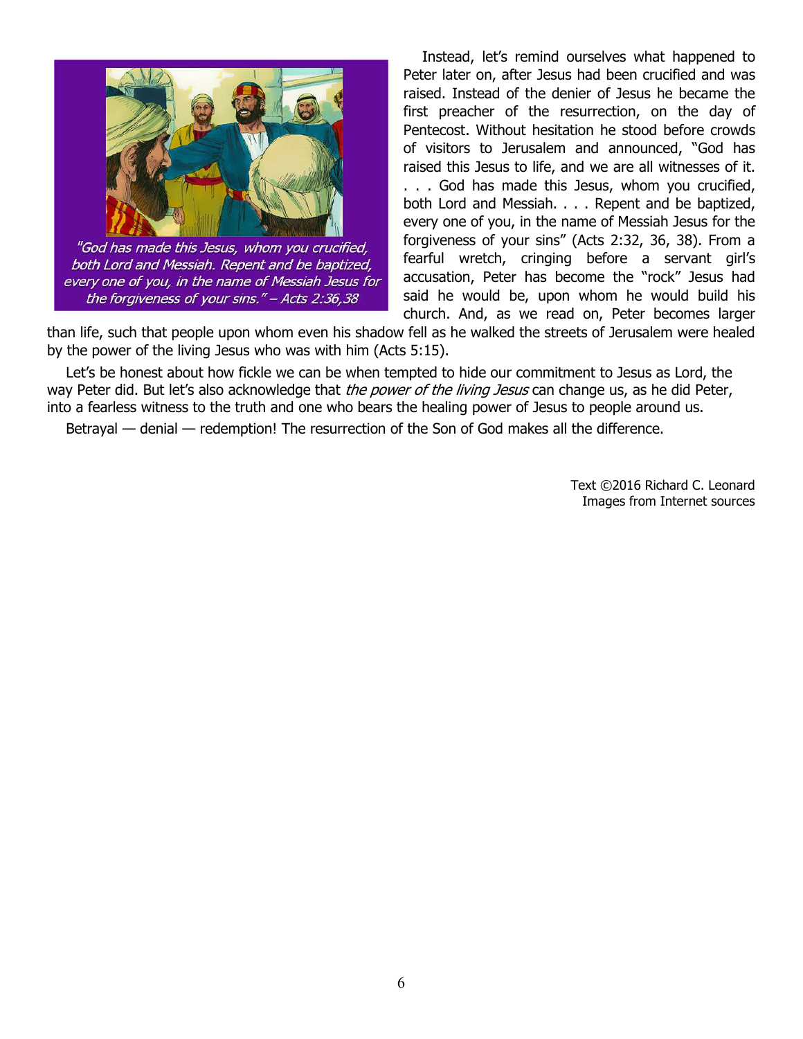*"God has made this Jesus, whom you crucified, both Lord and Messiah. Repent and be baptized, every one of you, in the name of Messiah Jesus for the forgiveness of your sins." – Acts 2:36,38*

Instead, let's remind ourselves what happened to Peter later on, after Jesus had been crucified and was raised. Instead of the denier of Jesus he became the first preacher of the resurrection, on the day of Pentecost. Without hesitation he stood before crowds of visitors to Jerusalem and announced, "God has raised this Jesus to life, and we are all witnesses of it. . . . God has made this Jesus, whom you crucified, both Lord and Messiah. . . . Repent and be baptized, every one of you, in the name of Messiah Jesus for the forgiveness of your sins" (Acts 2:32, 36, 38). From a fearful wretch, cringing before a servant girl's accusation, Peter has become the "rock" Jesus had said he would be, upon whom he would build his church. And, as we read on, Peter becomes larger than life, such that people upon whom even his shadow fell as he walked the streets of Jerusalem were healed by the power of the living Jesus who was with him (Acts 5:15).

Let's be honest about how fickle we can be when tempted to hide our commitment to Jesus as Lord, the way Peter did. But let's also acknowledge that *the power of the living Jesus* can change us, as he did Peter, into a fearless witness to the truth and one who bears the healing power of Jesus to people around us.

Betrayal — denial — redemption! The resurrection of the Son of God makes all the difference.

Text ©2016 Richard C. Leonard
Images from Internet sources